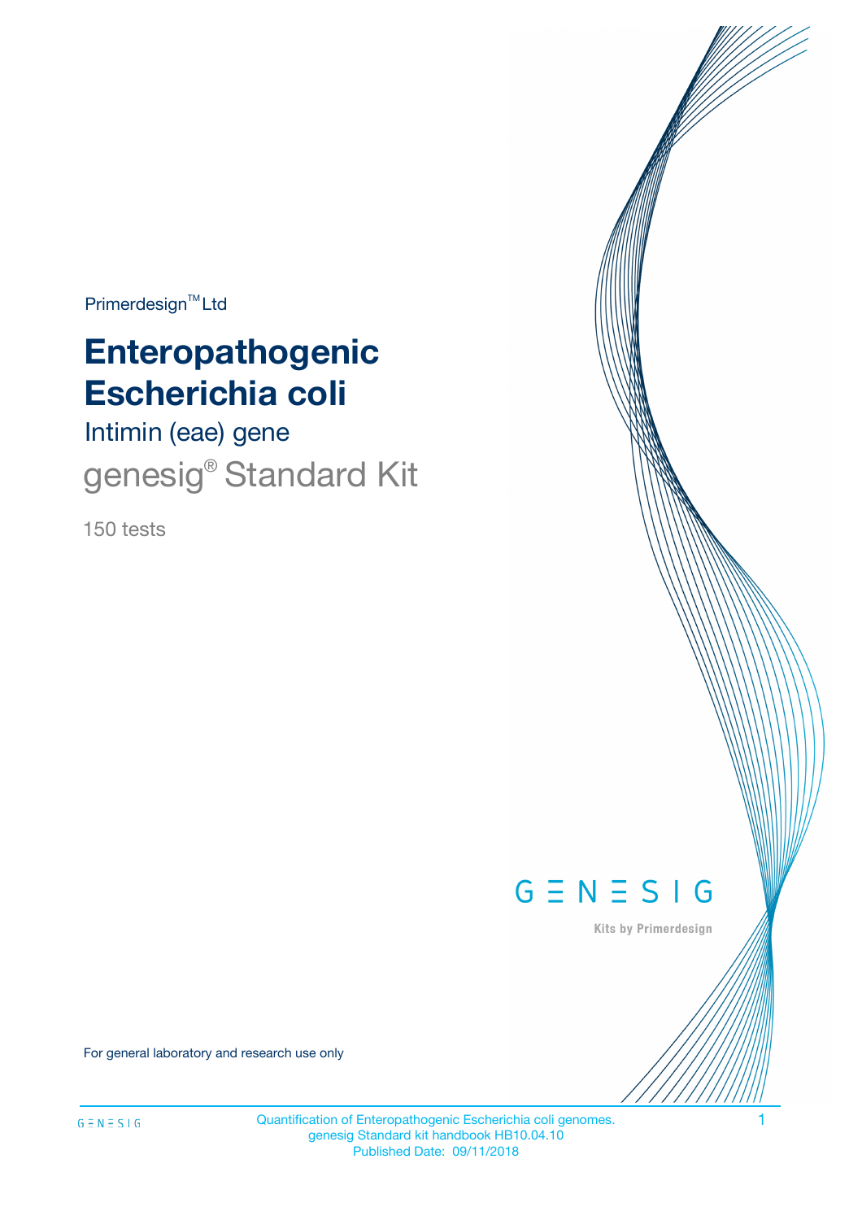Primerdesign™ Ltd

# Enteropathogenic Escherichia coli

## Intimin (eae) gene

## genesig® Standard Kit

150 tests

GENESIG

Kits by Primerdesign

For general laboratory and research use only

Quantification of Enteropathogenic Escherichia coli genomes.
genesig Standard kit handbook HB10.04.10
Published Date: 09/11/2018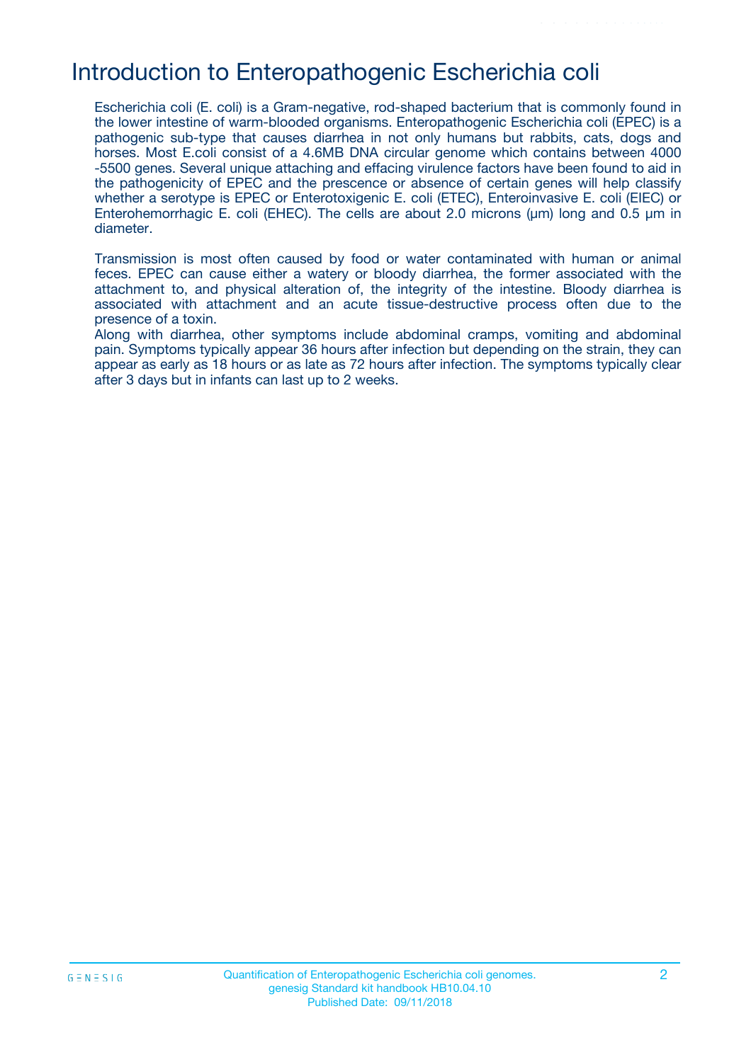# Introduction to Enteropathogenic Escherichia coli

Escherichia coli (E. coli) is a Gram-negative, rod-shaped bacterium that is commonly found in the lower intestine of warm-blooded organisms. Enteropathogenic Escherichia coli (EPEC) is a pathogenic sub-type that causes diarrhea in not only humans but rabbits, cats, dogs and horses. Most E.coli consist of a 4.6MB DNA circular genome which contains between 4000 -5500 genes. Several unique attaching and effacing virulence factors have been found to aid in the pathogenicity of EPEC and the prescence or absence of certain genes will help classify whether a serotype is EPEC or Enterotoxigenic E. coli (ETEC), Enteroinvasive E. coli (EIEC) or Enterohemorrhagic E. coli (EHEC). The cells are about 2.0 microns (μm) long and 0.5 μm in diameter.

Transmission is most often caused by food or water contaminated with human or animal feces. EPEC can cause either a watery or bloody diarrhea, the former associated with the attachment to, and physical alteration of, the integrity of the intestine. Bloody diarrhea is associated with attachment and an acute tissue-destructive process often due to the presence of a toxin.
Along with diarrhea, other symptoms include abdominal cramps, vomiting and abdominal pain. Symptoms typically appear 36 hours after infection but depending on the strain, they can appear as early as 18 hours or as late as 72 hours after infection. The symptoms typically clear after 3 days but in infants can last up to 2 weeks.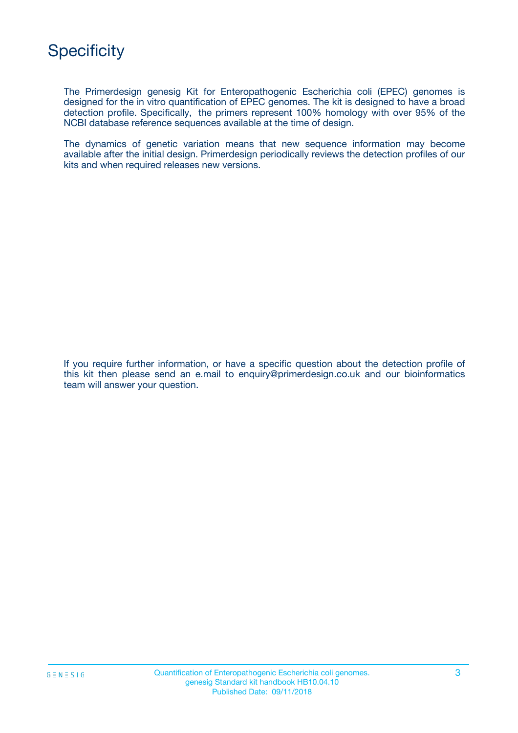# Specificity

The Primerdesign genesig Kit for Enteropathogenic Escherichia coli (EPEC) genomes is designed for the in vitro quantification of EPEC genomes. The kit is designed to have a broad detection profile. Specifically, the primers represent 100% homology with over 95% of the NCBI database reference sequences available at the time of design.

The dynamics of genetic variation means that new sequence information may become available after the initial design. Primerdesign periodically reviews the detection profiles of our kits and when required releases new versions.

If you require further information, or have a specific question about the detection profile of this kit then please send an e.mail to enquiry@primerdesign.co.uk and our bioinformatics team will answer your question.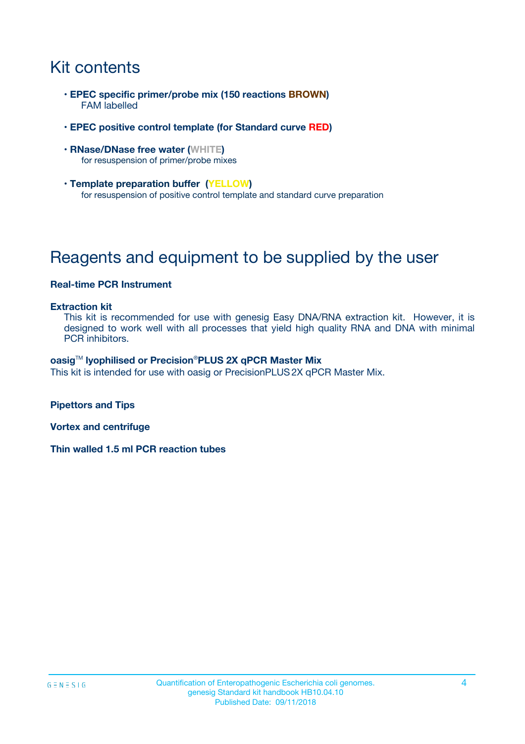# Kit contents

- **EPEC specific primer/probe mix (150 reactions BROWN)**
  FAM labelled
- **EPEC positive control template (for Standard curve RED)**
- **RNase/DNase free water (WHITE)**
  for resuspension of primer/probe mixes
- **Template preparation buffer (YELLOW)**
  for resuspension of positive control template and standard curve preparation

# Reagents and equipment to be supplied by the user

**Real-time PCR Instrument**

**Extraction kit**

This kit is recommended for use with genesig Easy DNA/RNA extraction kit. However, it is designed to work well with all processes that yield high quality RNA and DNA with minimal PCR inhibitors.

**oasig™ lyophilised or Precision®PLUS 2X qPCR Master Mix**

This kit is intended for use with oasig or PrecisionPLUS 2X qPCR Master Mix.

**Pipettors and Tips**

**Vortex and centrifuge**

**Thin walled 1.5 ml PCR reaction tubes**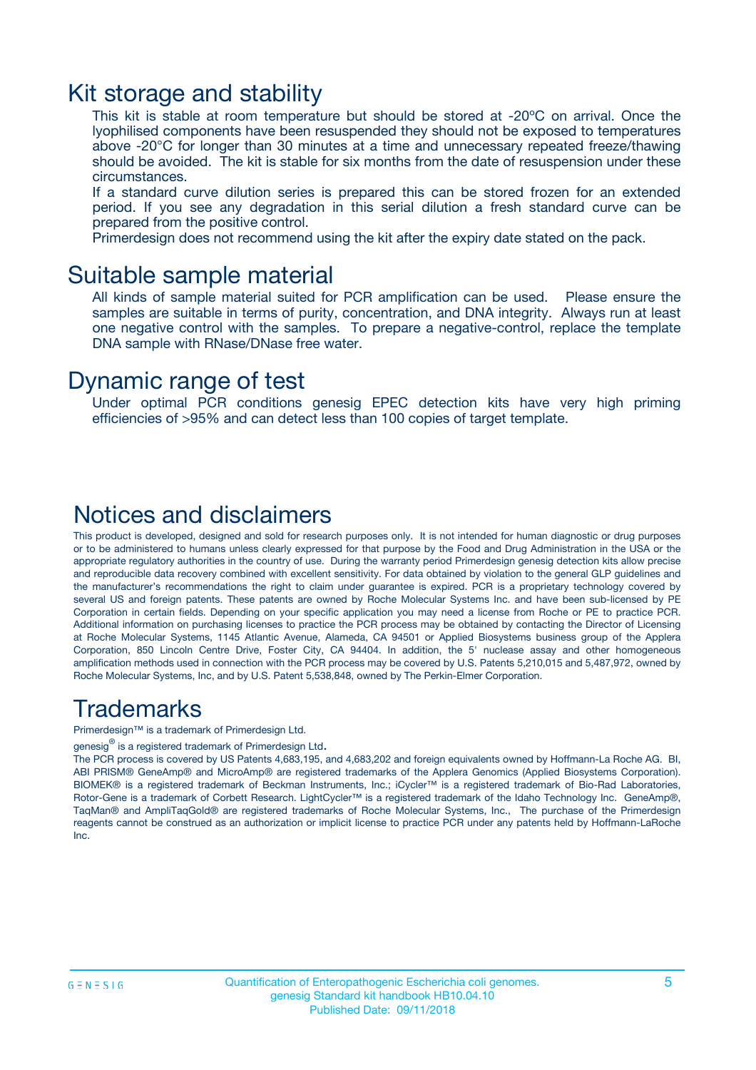# Kit storage and stability

This kit is stable at room temperature but should be stored at -20ºC on arrival. Once the lyophilised components have been resuspended they should not be exposed to temperatures above -20°C for longer than 30 minutes at a time and unnecessary repeated freeze/thawing should be avoided. The kit is stable for six months from the date of resuspension under these circumstances.

If a standard curve dilution series is prepared this can be stored frozen for an extended period. If you see any degradation in this serial dilution a fresh standard curve can be prepared from the positive control.

Primerdesign does not recommend using the kit after the expiry date stated on the pack.

# Suitable sample material

All kinds of sample material suited for PCR amplification can be used. Please ensure the samples are suitable in terms of purity, concentration, and DNA integrity. Always run at least one negative control with the samples. To prepare a negative-control, replace the template DNA sample with RNase/DNase free water.

# Dynamic range of test

Under optimal PCR conditions genesig EPEC detection kits have very high priming efficiencies of >95% and can detect less than 100 copies of target template.

# Notices and disclaimers

This product is developed, designed and sold for research purposes only. It is not intended for human diagnostic or drug purposes or to be administered to humans unless clearly expressed for that purpose by the Food and Drug Administration in the USA or the appropriate regulatory authorities in the country of use. During the warranty period Primerdesign genesig detection kits allow precise and reproducible data recovery combined with excellent sensitivity. For data obtained by violation to the general GLP guidelines and the manufacturer's recommendations the right to claim under guarantee is expired. PCR is a proprietary technology covered by several US and foreign patents. These patents are owned by Roche Molecular Systems Inc. and have been sub-licensed by PE Corporation in certain fields. Depending on your specific application you may need a license from Roche or PE to practice PCR. Additional information on purchasing licenses to practice the PCR process may be obtained by contacting the Director of Licensing at Roche Molecular Systems, 1145 Atlantic Avenue, Alameda, CA 94501 or Applied Biosystems business group of the Applera Corporation, 850 Lincoln Centre Drive, Foster City, CA 94404. In addition, the 5' nuclease assay and other homogeneous amplification methods used in connection with the PCR process may be covered by U.S. Patents 5,210,015 and 5,487,972, owned by Roche Molecular Systems, Inc, and by U.S. Patent 5,538,848, owned by The Perkin-Elmer Corporation.

# Trademarks

Primerdesign™ is a trademark of Primerdesign Ltd.

genesig® is a registered trademark of Primerdesign Ltd.

The PCR process is covered by US Patents 4,683,195, and 4,683,202 and foreign equivalents owned by Hoffmann-La Roche AG. BI, ABI PRISM® GeneAmp® and MicroAmp® are registered trademarks of the Applera Genomics (Applied Biosystems Corporation). BIOMEK® is a registered trademark of Beckman Instruments, Inc.; iCycler™ is a registered trademark of Bio-Rad Laboratories, Rotor-Gene is a trademark of Corbett Research. LightCycler™ is a registered trademark of the Idaho Technology Inc. GeneAmp®, TaqMan® and AmpliTaqGold® are registered trademarks of Roche Molecular Systems, Inc., The purchase of the Primerdesign reagents cannot be construed as an authorization or implicit license to practice PCR under any patents held by Hoffmann-LaRoche Inc.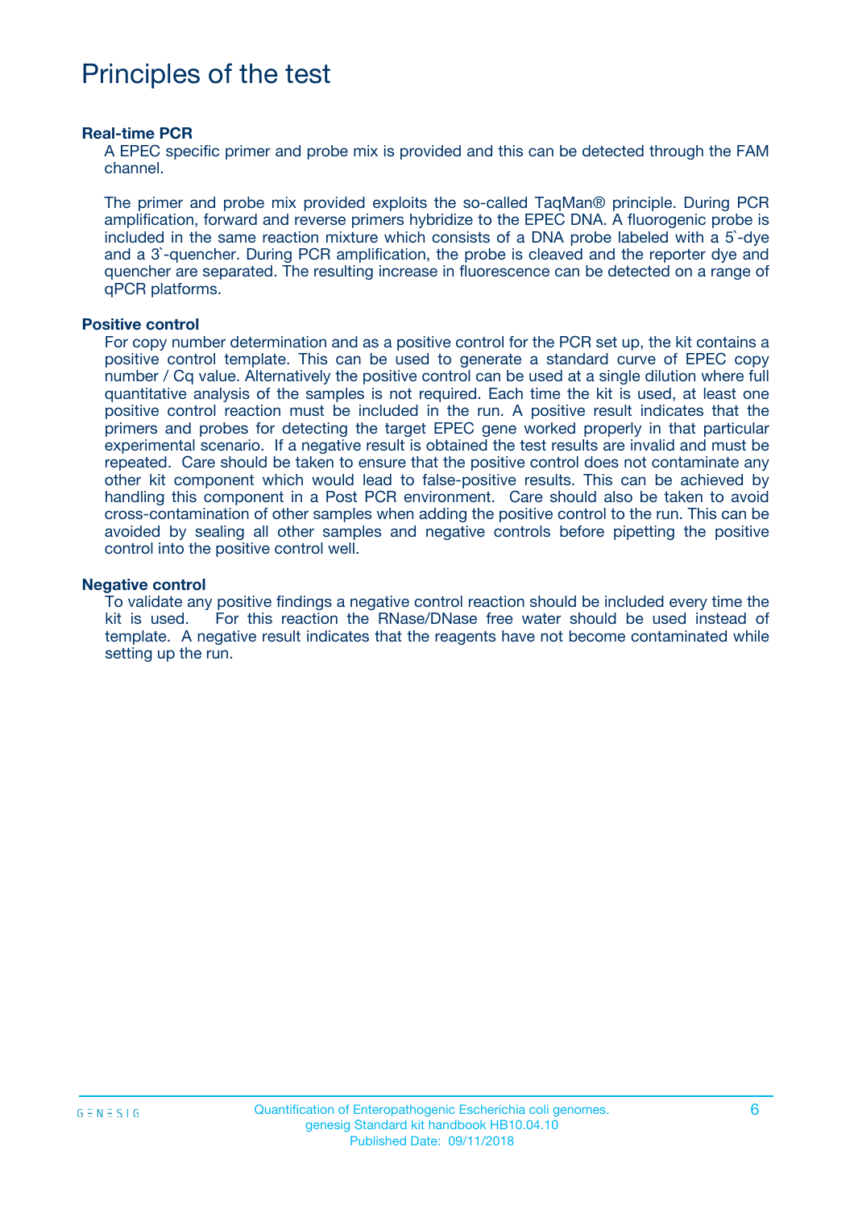# Principles of the test

**Real-time PCR**

A EPEC specific primer and probe mix is provided and this can be detected through the FAM channel.

The primer and probe mix provided exploits the so-called TaqMan® principle. During PCR amplification, forward and reverse primers hybridize to the EPEC DNA. A fluorogenic probe is included in the same reaction mixture which consists of a DNA probe labeled with a 5`-dye and a 3`-quencher. During PCR amplification, the probe is cleaved and the reporter dye and quencher are separated. The resulting increase in fluorescence can be detected on a range of qPCR platforms.

**Positive control**

For copy number determination and as a positive control for the PCR set up, the kit contains a positive control template. This can be used to generate a standard curve of EPEC copy number / Cq value. Alternatively the positive control can be used at a single dilution where full quantitative analysis of the samples is not required. Each time the kit is used, at least one positive control reaction must be included in the run. A positive result indicates that the primers and probes for detecting the target EPEC gene worked properly in that particular experimental scenario. If a negative result is obtained the test results are invalid and must be repeated. Care should be taken to ensure that the positive control does not contaminate any other kit component which would lead to false-positive results. This can be achieved by handling this component in a Post PCR environment. Care should also be taken to avoid cross-contamination of other samples when adding the positive control to the run. This can be avoided by sealing all other samples and negative controls before pipetting the positive control into the positive control well.

**Negative control**

To validate any positive findings a negative control reaction should be included every time the kit is used. For this reaction the RNase/DNase free water should be used instead of template. A negative result indicates that the reagents have not become contaminated while setting up the run.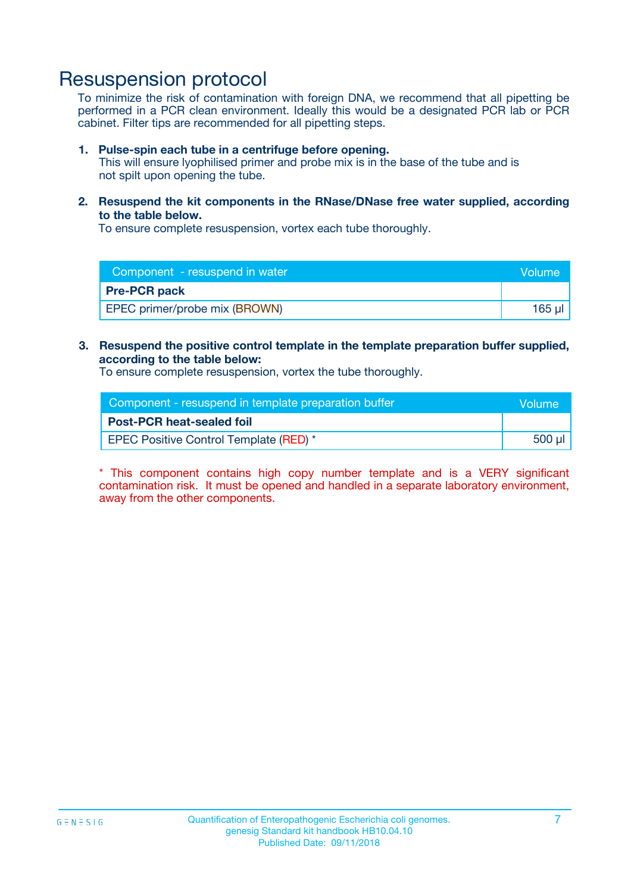# Resuspension protocol

To minimize the risk of contamination with foreign DNA, we recommend that all pipetting be performed in a PCR clean environment. Ideally this would be a designated PCR lab or PCR cabinet. Filter tips are recommended for all pipetting steps.

1. **Pulse-spin each tube in a centrifuge before opening.**
   This will ensure lyophilised primer and probe mix is in the base of the tube and is not spilt upon opening the tube.

2. **Resuspend the kit components in the RNase/DNase free water supplied, according to the table below.**
   To ensure complete resuspension, vortex each tube thoroughly.

| Component - resuspend in water | Volume |
|---|---|
| **Pre-PCR pack** | |
| EPEC primer/probe mix (BROWN) | 165 µl |

3. **Resuspend the positive control template in the template preparation buffer supplied, according to the table below:**
   To ensure complete resuspension, vortex the tube thoroughly.

| Component - resuspend in template preparation buffer | Volume |
|---|---|
| **Post-PCR heat-sealed foil** | |
| EPEC Positive Control Template (RED) * | 500 µl |

* This component contains high copy number template and is a VERY significant contamination risk. It must be opened and handled in a separate laboratory environment, away from the other components.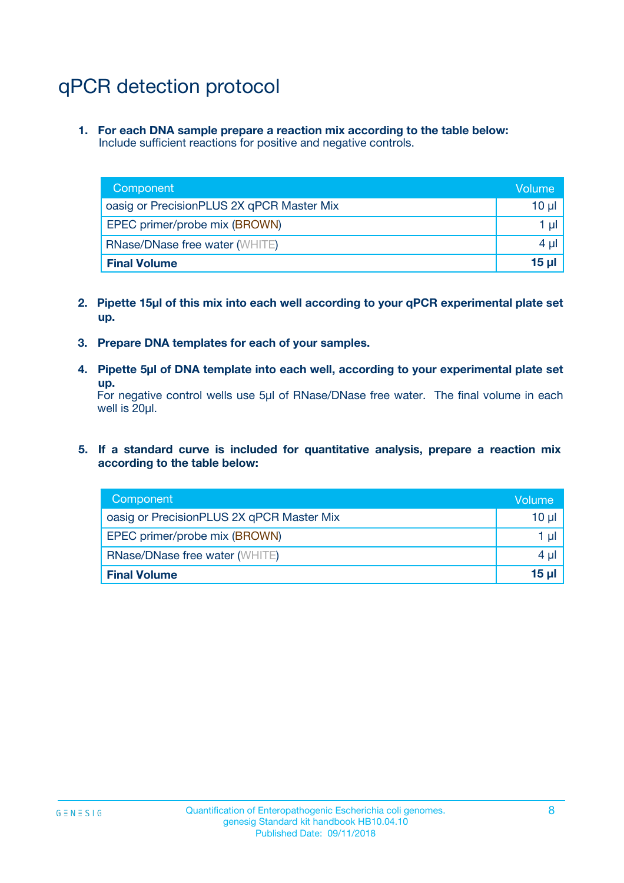# qPCR detection protocol

1. **For each DNA sample prepare a reaction mix according to the table below:**
   Include sufficient reactions for positive and negative controls.

| Component | Volume |
|---|---|
| oasig or PrecisionPLUS 2X qPCR Master Mix | 10 µl |
| EPEC primer/probe mix (BROWN) | 1 µl |
| RNase/DNase free water (WHITE) | 4 µl |
| **Final Volume** | **15 µl** |

2. **Pipette 15µl of this mix into each well according to your qPCR experimental plate set up.**

3. **Prepare DNA templates for each of your samples.**

4. **Pipette 5µl of DNA template into each well, according to your experimental plate set up.**
   For negative control wells use 5µl of RNase/DNase free water. The final volume in each well is 20µl.

5. **If a standard curve is included for quantitative analysis, prepare a reaction mix according to the table below:**

| Component | Volume |
|---|---|
| oasig or PrecisionPLUS 2X qPCR Master Mix | 10 µl |
| EPEC primer/probe mix (BROWN) | 1 µl |
| RNase/DNase free water (WHITE) | 4 µl |
| **Final Volume** | **15 µl** |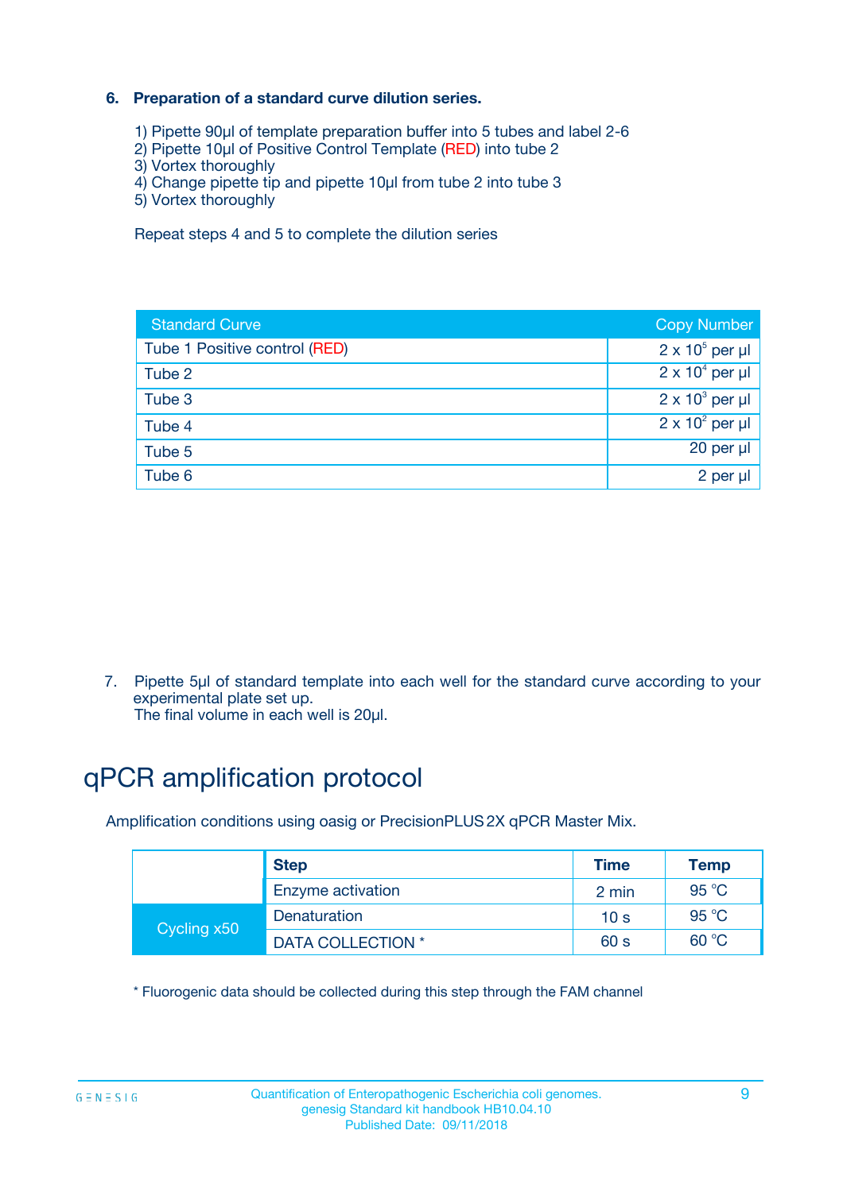### 6. Preparation of a standard curve dilution series.

1) Pipette 90µl of template preparation buffer into 5 tubes and label 2-6
2) Pipette 10µl of Positive Control Template (RED) into tube 2
3) Vortex thoroughly
4) Change pipette tip and pipette 10µl from tube 2 into tube 3
5) Vortex thoroughly

Repeat steps 4 and 5 to complete the dilution series

| Standard Curve | Copy Number |
|---|---|
| Tube 1 Positive control (RED) | $2 \times 10^5$ per µl |
| Tube 2 | $2 \times 10^4$ per µl |
| Tube 3 | $2 \times 10^3$ per µl |
| Tube 4 | $2 \times 10^2$ per µl |
| Tube 5 | 20 per µl |
| Tube 6 | 2 per µl |

7. Pipette 5µl of standard template into each well for the standard curve according to your experimental plate set up.
The final volume in each well is 20µl.

# qPCR amplification protocol

Amplification conditions using oasig or PrecisionPLUS 2X qPCR Master Mix.

| | Step | Time | Temp |
|---|---|---|---|
| | Enzyme activation | 2 min | 95 °C |
| Cycling x50 | Denaturation | 10 s | 95 °C |
| | DATA COLLECTION * | 60 s | 60 °C |

* Fluorogenic data should be collected during this step through the FAM channel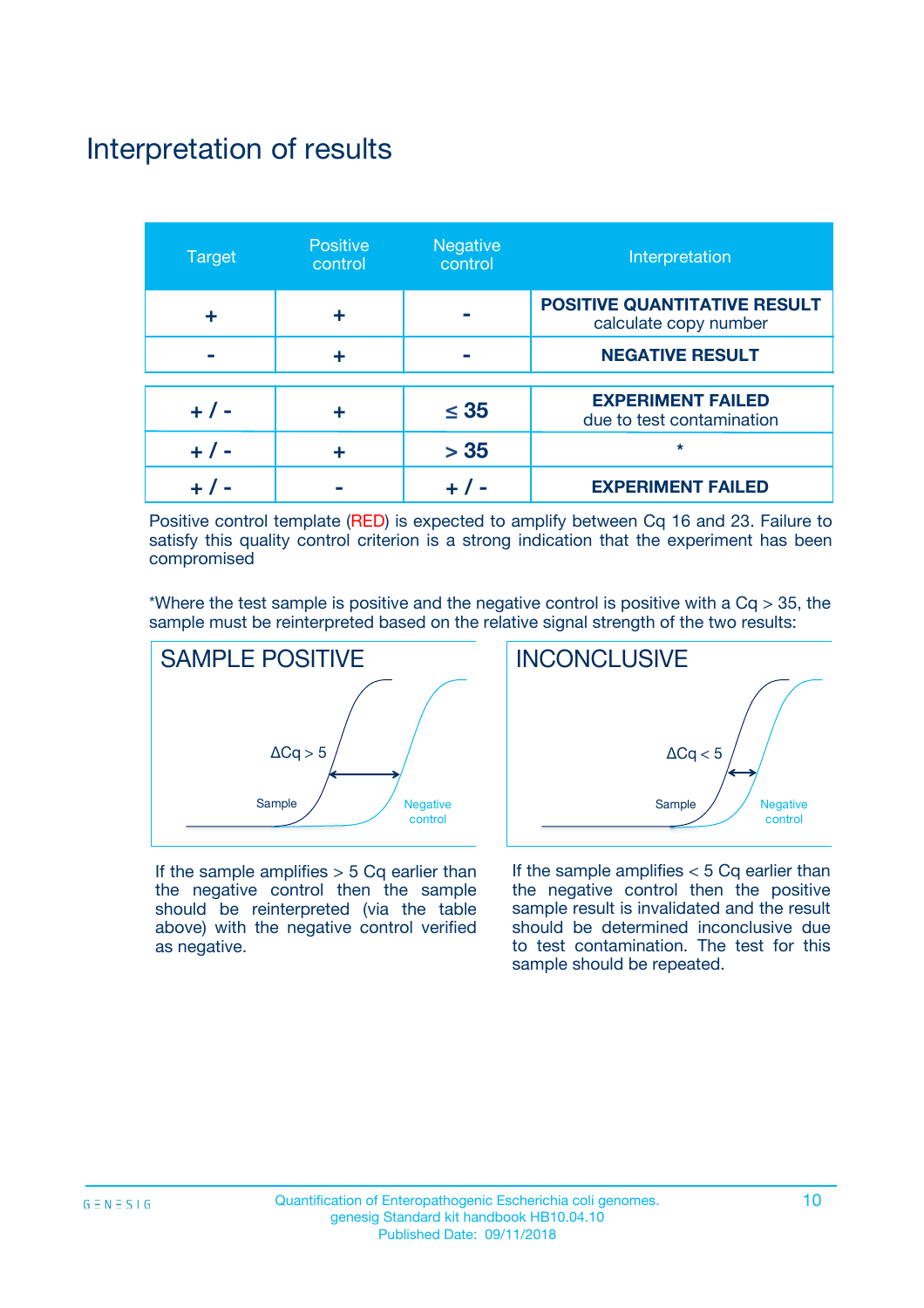# Interpretation of results

| Target | Positive control | Negative control | Interpretation |
|---|---|---|---|
| + | + | - | **POSITIVE QUANTITATIVE RESULT** calculate copy number |
| - | + | - | **NEGATIVE RESULT** |
| + / - | + | ≤ 35 | **EXPERIMENT FAILED** due to test contamination |
| + / - | + | > 35 | * |
| + / - | - | + / - | **EXPERIMENT FAILED** |

Positive control template (RED) is expected to amplify between Cq 16 and 23. Failure to satisfy this quality control criterion is a strong indication that the experiment has been compromised

*Where the test sample is positive and the negative control is positive with a Cq > 35, the sample must be reinterpreted based on the relative signal strength of the two results:

SAMPLE POSITIVE

ΔCq > 5

Sample

Negative control

If the sample amplifies > 5 Cq earlier than the negative control then the sample should be reinterpreted (via the table above) with the negative control verified as negative.

INCONCLUSIVE

ΔCq < 5

Sample

Negative control

If the sample amplifies < 5 Cq earlier than the negative control then the positive sample result is invalidated and the result should be determined inconclusive due to test contamination. The test for this sample should be repeated.